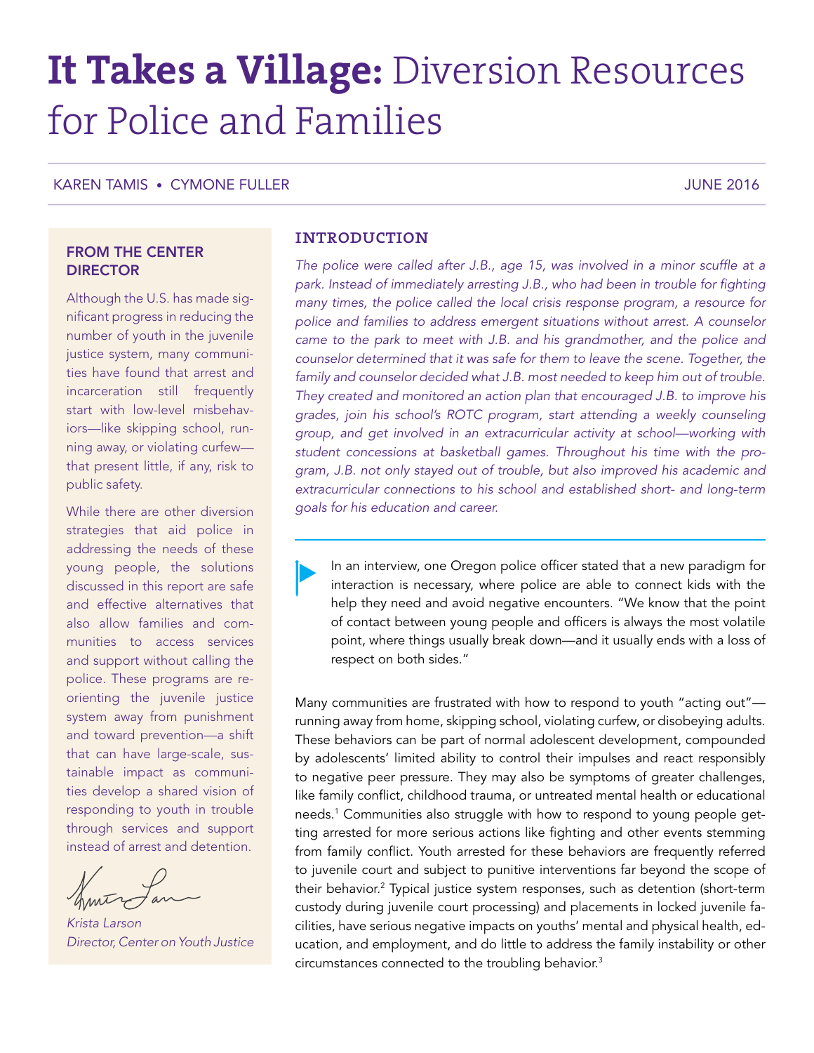# **It Takes a Village:** Diversion Resources for Police and Families

KAREN TAMIS • CYMONE FULLER

JUNE 2016

### FROM THE CENTER DIRECTOR

Although the U.S. has made significant progress in reducing the number of youth in the juvenile justice system, many communities have found that arrest and incarceration still frequently start with low-level misbehaviors—like skipping school, running away, or violating curfew—that present little, if any, risk to public safety.

While there are other diversion strategies that aid police in addressing the needs of these young people, the solutions discussed in this report are safe and effective alternatives that also allow families and communities to access services and support without calling the police. These programs are reorienting the juvenile justice system away from punishment and toward prevention—a shift that can have large-scale, sustainable impact as communities develop a shared vision of responding to youth in trouble through services and support instead of arrest and detention.

*Krista Larson*
*Director, Center on Youth Justice*

## INTRODUCTION

*The police were called after J.B., age 15, was involved in a minor scuffle at a park. Instead of immediately arresting J.B., who had been in trouble for fighting many times, the police called the local crisis response program, a resource for police and families to address emergent situations without arrest. A counselor came to the park to meet with J.B. and his grandmother, and the police and counselor determined that it was safe for them to leave the scene. Together, the family and counselor decided what J.B. most needed to keep him out of trouble. They created and monitored an action plan that encouraged J.B. to improve his grades, join his school's ROTC program, start attending a weekly counseling group, and get involved in an extracurricular activity at school—working with student concessions at basketball games. Throughout his time with the program, J.B. not only stayed out of trouble, but also improved his academic and extracurricular connections to his school and established short- and long-term goals for his education and career.*

> In an interview, one Oregon police officer stated that a new paradigm for interaction is necessary, where police are able to connect kids with the help they need and avoid negative encounters. "We know that the point of contact between young people and officers is always the most volatile point, where things usually break down—and it usually ends with a loss of respect on both sides."

Many communities are frustrated with how to respond to youth "acting out"—running away from home, skipping school, violating curfew, or disobeying adults. These behaviors can be part of normal adolescent development, compounded by adolescents' limited ability to control their impulses and react responsibly to negative peer pressure. They may also be symptoms of greater challenges, like family conflict, childhood trauma, or untreated mental health or educational needs.[1] Communities also struggle with how to respond to young people getting arrested for more serious actions like fighting and other events stemming from family conflict. Youth arrested for these behaviors are frequently referred to juvenile court and subject to punitive interventions far beyond the scope of their behavior.[2] Typical justice system responses, such as detention (short-term custody during juvenile court processing) and placements in locked juvenile facilities, have serious negative impacts on youths' mental and physical health, education, and employment, and do little to address the family instability or other circumstances connected to the troubling behavior.[3]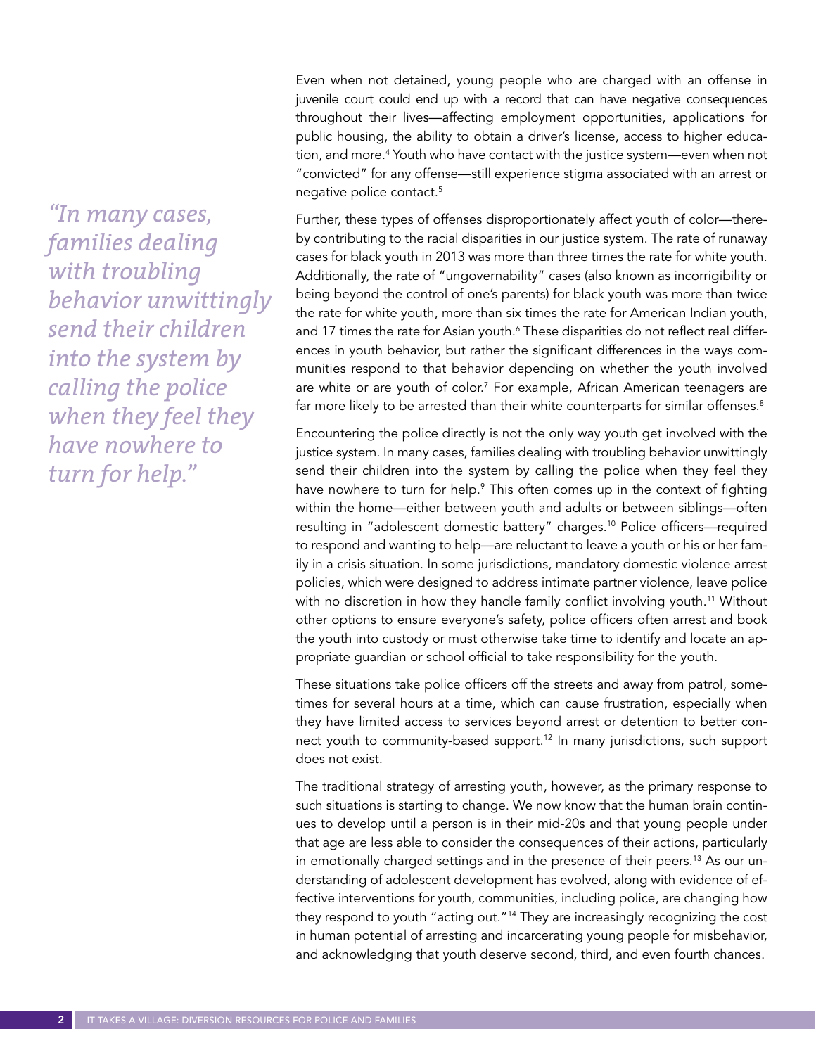Even when not detained, young people who are charged with an offense in juvenile court could end up with a record that can have negative consequences throughout their lives—affecting employment opportunities, applications for public housing, the ability to obtain a driver's license, access to higher education, and more.[4] Youth who have contact with the justice system—even when not "convicted" for any offense—still experience stigma associated with an arrest or negative police contact.[5]

*"In many cases, families dealing with troubling behavior unwittingly send their children into the system by calling the police when they feel they have nowhere to turn for help."*

Further, these types of offenses disproportionately affect youth of color—thereby contributing to the racial disparities in our justice system. The rate of runaway cases for black youth in 2013 was more than three times the rate for white youth. Additionally, the rate of "ungovernability" cases (also known as incorrigibility or being beyond the control of one's parents) for black youth was more than twice the rate for white youth, more than six times the rate for American Indian youth, and 17 times the rate for Asian youth.[6] These disparities do not reflect real differences in youth behavior, but rather the significant differences in the ways communities respond to that behavior depending on whether the youth involved are white or are youth of color.[7] For example, African American teenagers are far more likely to be arrested than their white counterparts for similar offenses.[8]

Encountering the police directly is not the only way youth get involved with the justice system. In many cases, families dealing with troubling behavior unwittingly send their children into the system by calling the police when they feel they have nowhere to turn for help.[9] This often comes up in the context of fighting within the home—either between youth and adults or between siblings—often resulting in "adolescent domestic battery" charges.[10] Police officers—required to respond and wanting to help—are reluctant to leave a youth or his or her family in a crisis situation. In some jurisdictions, mandatory domestic violence arrest policies, which were designed to address intimate partner violence, leave police with no discretion in how they handle family conflict involving youth.[11] Without other options to ensure everyone's safety, police officers often arrest and book the youth into custody or must otherwise take time to identify and locate an appropriate guardian or school official to take responsibility for the youth.

These situations take police officers off the streets and away from patrol, sometimes for several hours at a time, which can cause frustration, especially when they have limited access to services beyond arrest or detention to better connect youth to community-based support.[12] In many jurisdictions, such support does not exist.

The traditional strategy of arresting youth, however, as the primary response to such situations is starting to change. We now know that the human brain continues to develop until a person is in their mid-20s and that young people under that age are less able to consider the consequences of their actions, particularly in emotionally charged settings and in the presence of their peers.[13] As our understanding of adolescent development has evolved, along with evidence of effective interventions for youth, communities, including police, are changing how they respond to youth "acting out."[14] They are increasingly recognizing the cost in human potential of arresting and incarcerating young people for misbehavior, and acknowledging that youth deserve second, third, and even fourth chances.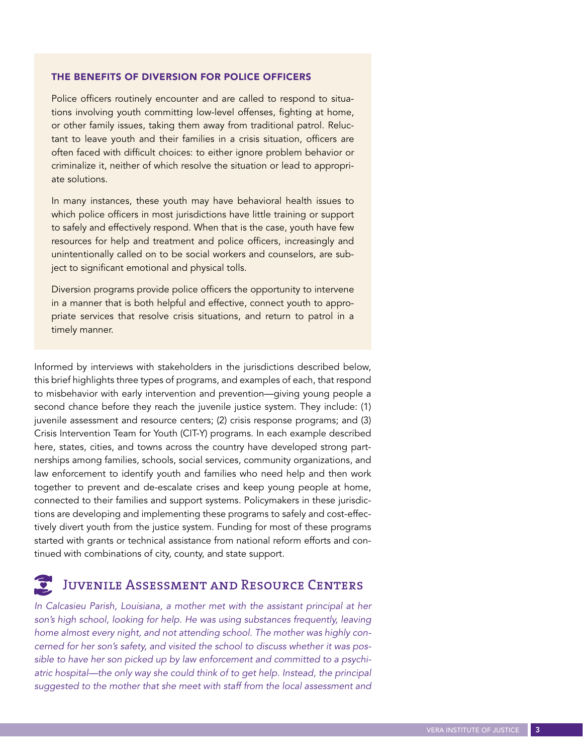### THE BENEFITS OF DIVERSION FOR POLICE OFFICERS

Police officers routinely encounter and are called to respond to situations involving youth committing low-level offenses, fighting at home, or other family issues, taking them away from traditional patrol. Reluctant to leave youth and their families in a crisis situation, officers are often faced with difficult choices: to either ignore problem behavior or criminalize it, neither of which resolve the situation or lead to appropriate solutions.

In many instances, these youth may have behavioral health issues to which police officers in most jurisdictions have little training or support to safely and effectively respond. When that is the case, youth have few resources for help and treatment and police officers, increasingly and unintentionally called on to be social workers and counselors, are subject to significant emotional and physical tolls.

Diversion programs provide police officers the opportunity to intervene in a manner that is both helpful and effective, connect youth to appropriate services that resolve crisis situations, and return to patrol in a timely manner.

Informed by interviews with stakeholders in the jurisdictions described below, this brief highlights three types of programs, and examples of each, that respond to misbehavior with early intervention and prevention—giving young people a second chance before they reach the juvenile justice system. They include: (1) juvenile assessment and resource centers; (2) crisis response programs; and (3) Crisis Intervention Team for Youth (CIT-Y) programs. In each example described here, states, cities, and towns across the country have developed strong partnerships among families, schools, social services, community organizations, and law enforcement to identify youth and families who need help and then work together to prevent and de-escalate crises and keep young people at home, connected to their families and support systems. Policymakers in these jurisdictions are developing and implementing these programs to safely and cost-effectively divert youth from the justice system. Funding for most of these programs started with grants or technical assistance from national reform efforts and continued with combinations of city, county, and state support.

## Juvenile Assessment and Resource Centers

*In Calcasieu Parish, Louisiana, a mother met with the assistant principal at her son's high school, looking for help. He was using substances frequently, leaving home almost every night, and not attending school. The mother was highly concerned for her son's safety, and visited the school to discuss whether it was possible to have her son picked up by law enforcement and committed to a psychiatric hospital—the only way she could think of to get help. Instead, the principal suggested to the mother that she meet with staff from the local assessment and*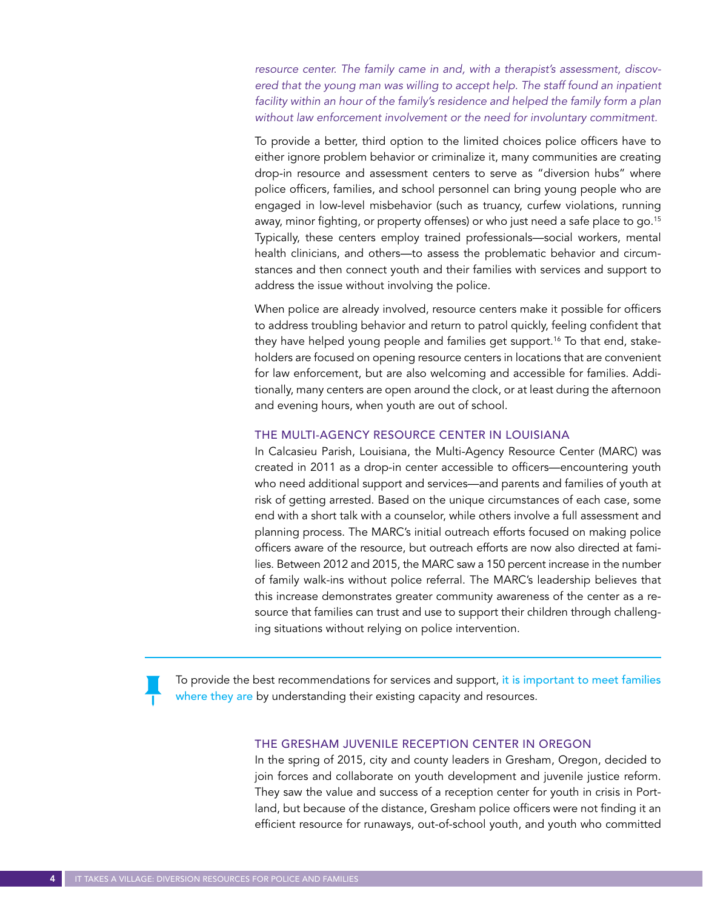*resource center. The family came in and, with a therapist's assessment, discovered that the young man was willing to accept help. The staff found an inpatient facility within an hour of the family's residence and helped the family form a plan without law enforcement involvement or the need for involuntary commitment.*

To provide a better, third option to the limited choices police officers have to either ignore problem behavior or criminalize it, many communities are creating drop-in resource and assessment centers to serve as "diversion hubs" where police officers, families, and school personnel can bring young people who are engaged in low-level misbehavior (such as truancy, curfew violations, running away, minor fighting, or property offenses) or who just need a safe place to go.[15] Typically, these centers employ trained professionals—social workers, mental health clinicians, and others—to assess the problematic behavior and circumstances and then connect youth and their families with services and support to address the issue without involving the police.

When police are already involved, resource centers make it possible for officers to address troubling behavior and return to patrol quickly, feeling confident that they have helped young people and families get support.[16] To that end, stakeholders are focused on opening resource centers in locations that are convenient for law enforcement, but are also welcoming and accessible for families. Additionally, many centers are open around the clock, or at least during the afternoon and evening hours, when youth are out of school.

### THE MULTI-AGENCY RESOURCE CENTER IN LOUISIANA

In Calcasieu Parish, Louisiana, the Multi-Agency Resource Center (MARC) was created in 2011 as a drop-in center accessible to officers—encountering youth who need additional support and services—and parents and families of youth at risk of getting arrested. Based on the unique circumstances of each case, some end with a short talk with a counselor, while others involve a full assessment and planning process. The MARC's initial outreach efforts focused on making police officers aware of the resource, but outreach efforts are now also directed at families. Between 2012 and 2015, the MARC saw a 150 percent increase in the number of family walk-ins without police referral. The MARC's leadership believes that this increase demonstrates greater community awareness of the center as a resource that families can trust and use to support their children through challenging situations without relying on police intervention.

---

To provide the best recommendations for services and support, it is important to meet families where they are by understanding their existing capacity and resources.

---

### THE GRESHAM JUVENILE RECEPTION CENTER IN OREGON

In the spring of 2015, city and county leaders in Gresham, Oregon, decided to join forces and collaborate on youth development and juvenile justice reform. They saw the value and success of a reception center for youth in crisis in Portland, but because of the distance, Gresham police officers were not finding it an efficient resource for runaways, out-of-school youth, and youth who committed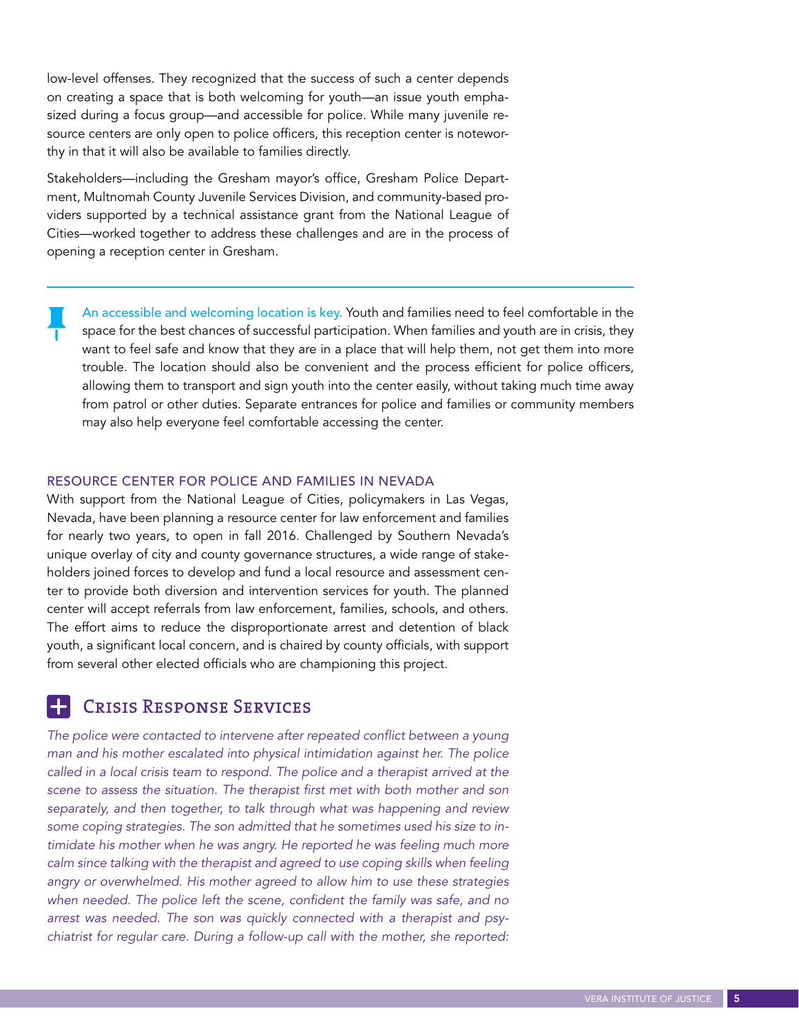low-level offenses. They recognized that the success of such a center depends on creating a space that is both welcoming for youth—an issue youth emphasized during a focus group—and accessible for police. While many juvenile resource centers are only open to police officers, this reception center is noteworthy in that it will also be available to families directly.

Stakeholders—including the Gresham mayor's office, Gresham Police Department, Multnomah County Juvenile Services Division, and community-based providers supported by a technical assistance grant from the National League of Cities—worked together to address these challenges and are in the process of opening a reception center in Gresham.

---

An accessible and welcoming location is key. Youth and families need to feel comfortable in the space for the best chances of successful participation. When families and youth are in crisis, they want to feel safe and know that they are in a place that will help them, not get them into more trouble. The location should also be convenient and the process efficient for police officers, allowing them to transport and sign youth into the center easily, without taking much time away from patrol or other duties. Separate entrances for police and families or community members may also help everyone feel comfortable accessing the center.

### RESOURCE CENTER FOR POLICE AND FAMILIES IN NEVADA

With support from the National League of Cities, policymakers in Las Vegas, Nevada, have been planning a resource center for law enforcement and families for nearly two years, to open in fall 2016. Challenged by Southern Nevada's unique overlay of city and county governance structures, a wide range of stakeholders joined forces to develop and fund a local resource and assessment center to provide both diversion and intervention services for youth. The planned center will accept referrals from law enforcement, families, schools, and others. The effort aims to reduce the disproportionate arrest and detention of black youth, a significant local concern, and is chaired by county officials, with support from several other elected officials who are championing this project.

## Crisis Response Services

*The police were contacted to intervene after repeated conflict between a young man and his mother escalated into physical intimidation against her. The police called in a local crisis team to respond. The police and a therapist arrived at the scene to assess the situation. The therapist first met with both mother and son separately, and then together, to talk through what was happening and review some coping strategies. The son admitted that he sometimes used his size to intimidate his mother when he was angry. He reported he was feeling much more calm since talking with the therapist and agreed to use coping skills when feeling angry or overwhelmed. His mother agreed to allow him to use these strategies when needed. The police left the scene, confident the family was safe, and no arrest was needed. The son was quickly connected with a therapist and psychiatrist for regular care. During a follow-up call with the mother, she reported:*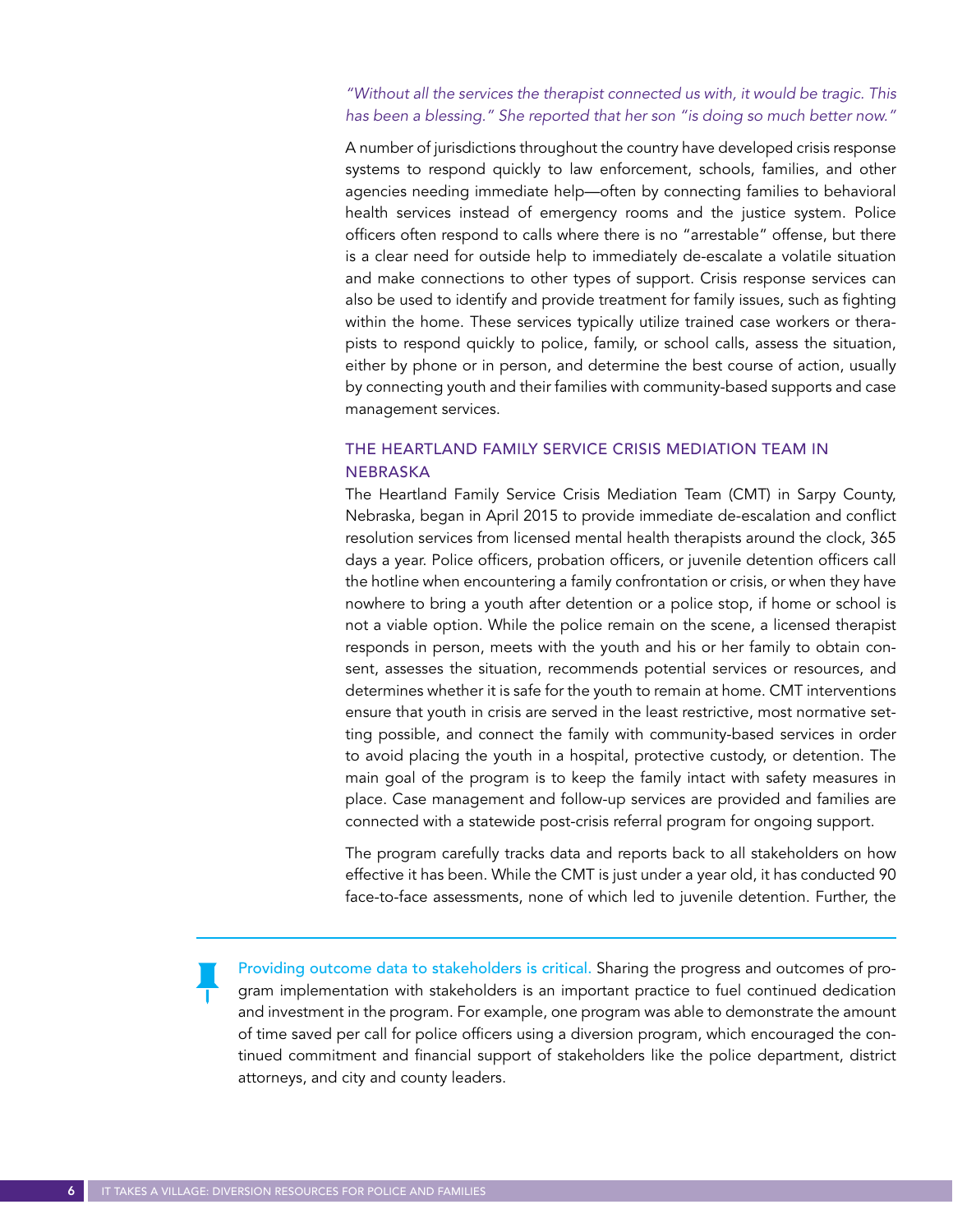*"Without all the services the therapist connected us with, it would be tragic. This has been a blessing." She reported that her son "is doing so much better now."*

A number of jurisdictions throughout the country have developed crisis response systems to respond quickly to law enforcement, schools, families, and other agencies needing immediate help—often by connecting families to behavioral health services instead of emergency rooms and the justice system. Police officers often respond to calls where there is no "arrestable" offense, but there is a clear need for outside help to immediately de-escalate a volatile situation and make connections to other types of support. Crisis response services can also be used to identify and provide treatment for family issues, such as fighting within the home. These services typically utilize trained case workers or therapists to respond quickly to police, family, or school calls, assess the situation, either by phone or in person, and determine the best course of action, usually by connecting youth and their families with community-based supports and case management services.

### THE HEARTLAND FAMILY SERVICE CRISIS MEDIATION TEAM IN NEBRASKA

The Heartland Family Service Crisis Mediation Team (CMT) in Sarpy County, Nebraska, began in April 2015 to provide immediate de-escalation and conflict resolution services from licensed mental health therapists around the clock, 365 days a year. Police officers, probation officers, or juvenile detention officers call the hotline when encountering a family confrontation or crisis, or when they have nowhere to bring a youth after detention or a police stop, if home or school is not a viable option. While the police remain on the scene, a licensed therapist responds in person, meets with the youth and his or her family to obtain consent, assesses the situation, recommends potential services or resources, and determines whether it is safe for the youth to remain at home. CMT interventions ensure that youth in crisis are served in the least restrictive, most normative setting possible, and connect the family with community-based services in order to avoid placing the youth in a hospital, protective custody, or detention. The main goal of the program is to keep the family intact with safety measures in place. Case management and follow-up services are provided and families are connected with a statewide post-crisis referral program for ongoing support.

The program carefully tracks data and reports back to all stakeholders on how effective it has been. While the CMT is just under a year old, it has conducted 90 face-to-face assessments, none of which led to juvenile detention. Further, the

---

**Providing outcome data to stakeholders is critical.** Sharing the progress and outcomes of program implementation with stakeholders is an important practice to fuel continued dedication and investment in the program. For example, one program was able to demonstrate the amount of time saved per call for police officers using a diversion program, which encouraged the continued commitment and financial support of stakeholders like the police department, district attorneys, and city and county leaders.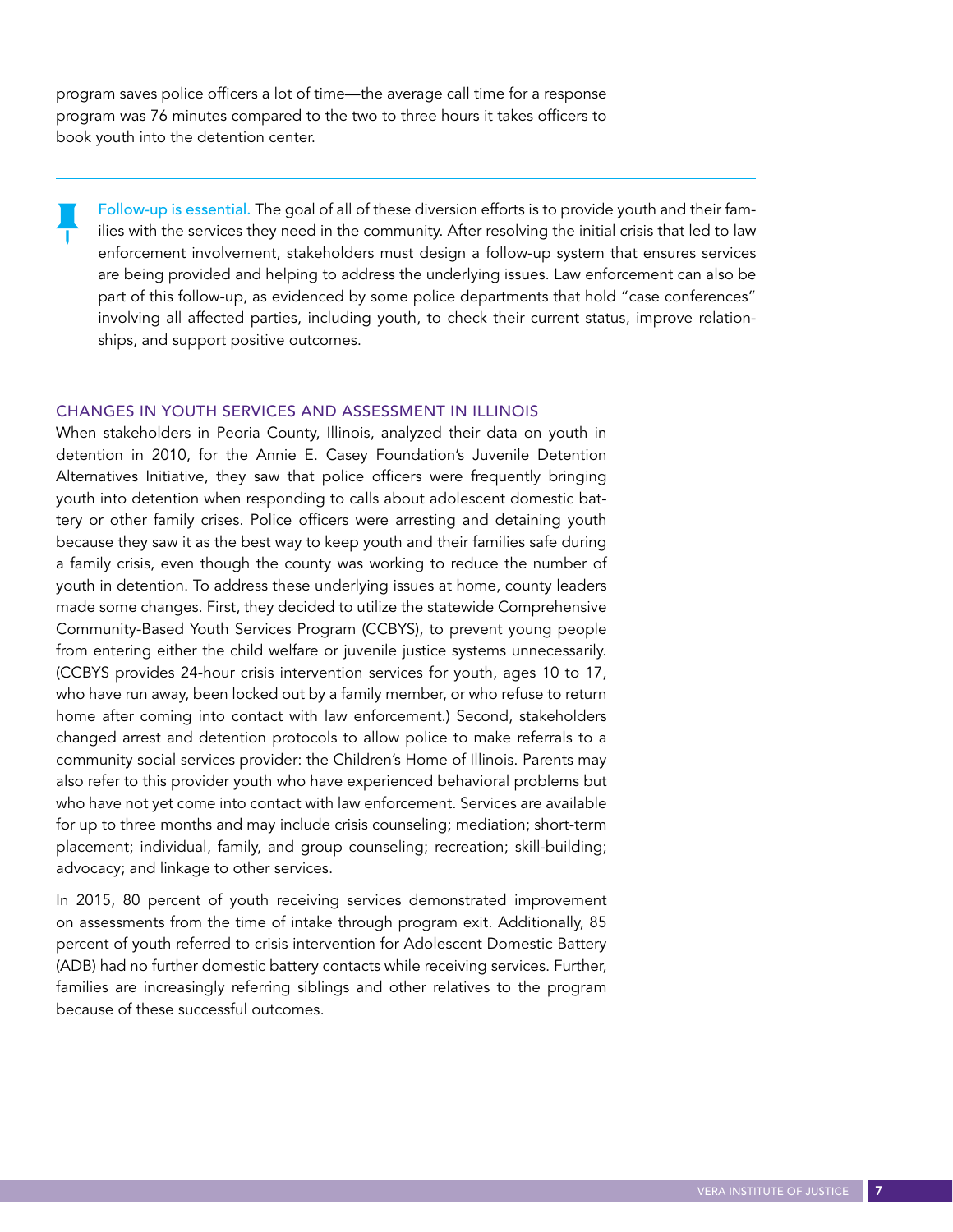program saves police officers a lot of time—the average call time for a response program was 76 minutes compared to the two to three hours it takes officers to book youth into the detention center.

---

Follow-up is essential. The goal of all of these diversion efforts is to provide youth and their families with the services they need in the community. After resolving the initial crisis that led to law enforcement involvement, stakeholders must design a follow-up system that ensures services are being provided and helping to address the underlying issues. Law enforcement can also be part of this follow-up, as evidenced by some police departments that hold "case conferences" involving all affected parties, including youth, to check their current status, improve relationships, and support positive outcomes.

## CHANGES IN YOUTH SERVICES AND ASSESSMENT IN ILLINOIS

When stakeholders in Peoria County, Illinois, analyzed their data on youth in detention in 2010, for the Annie E. Casey Foundation's Juvenile Detention Alternatives Initiative, they saw that police officers were frequently bringing youth into detention when responding to calls about adolescent domestic battery or other family crises. Police officers were arresting and detaining youth because they saw it as the best way to keep youth and their families safe during a family crisis, even though the county was working to reduce the number of youth in detention. To address these underlying issues at home, county leaders made some changes. First, they decided to utilize the statewide Comprehensive Community-Based Youth Services Program (CCBYS), to prevent young people from entering either the child welfare or juvenile justice systems unnecessarily. (CCBYS provides 24-hour crisis intervention services for youth, ages 10 to 17, who have run away, been locked out by a family member, or who refuse to return home after coming into contact with law enforcement.) Second, stakeholders changed arrest and detention protocols to allow police to make referrals to a community social services provider: the Children's Home of Illinois. Parents may also refer to this provider youth who have experienced behavioral problems but who have not yet come into contact with law enforcement. Services are available for up to three months and may include crisis counseling; mediation; short-term placement; individual, family, and group counseling; recreation; skill-building; advocacy; and linkage to other services.

In 2015, 80 percent of youth receiving services demonstrated improvement on assessments from the time of intake through program exit. Additionally, 85 percent of youth referred to crisis intervention for Adolescent Domestic Battery (ADB) had no further domestic battery contacts while receiving services. Further, families are increasingly referring siblings and other relatives to the program because of these successful outcomes.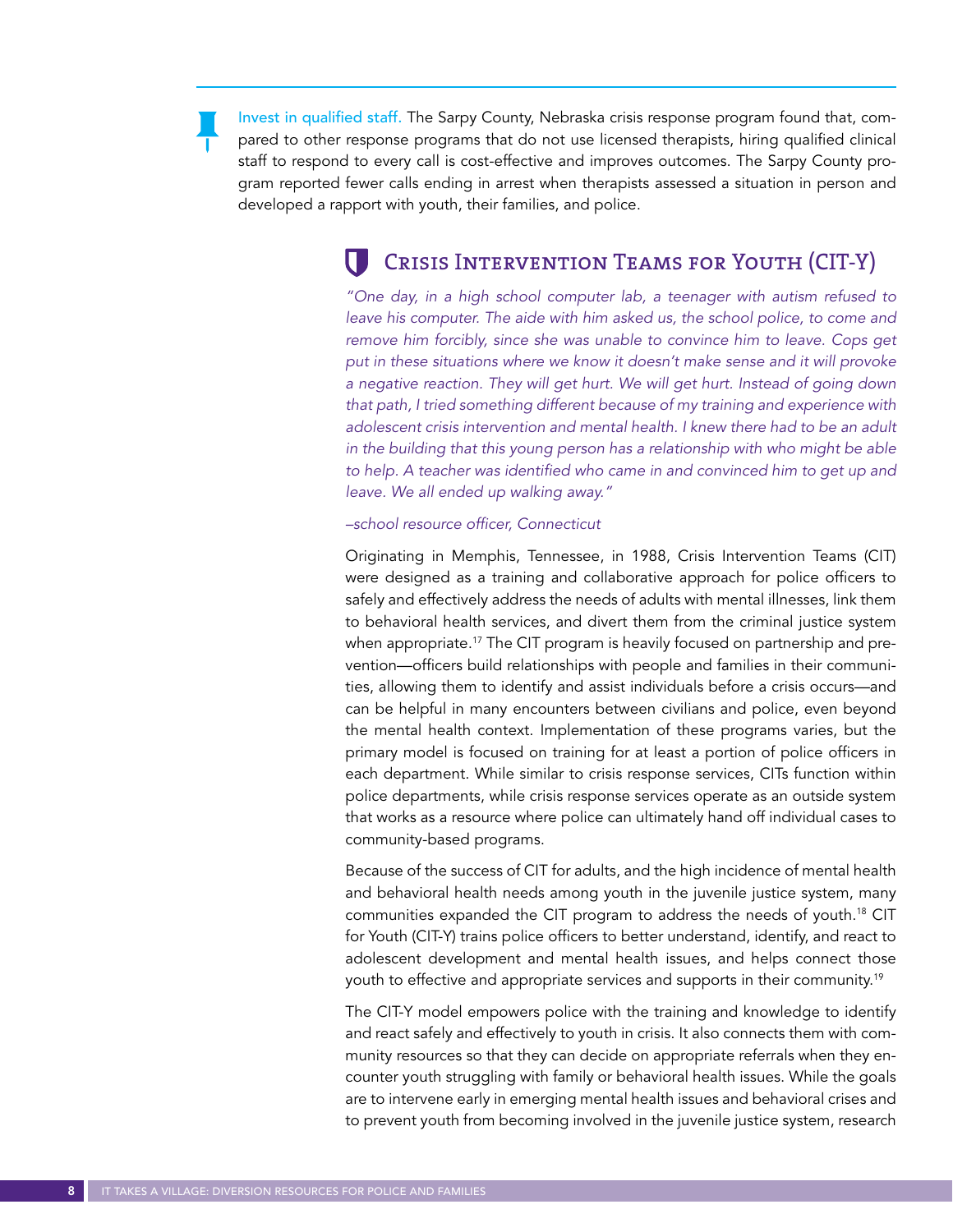**Invest in qualified staff.** The Sarpy County, Nebraska crisis response program found that, compared to other response programs that do not use licensed therapists, hiring qualified clinical staff to respond to every call is cost-effective and improves outcomes. The Sarpy County program reported fewer calls ending in arrest when therapists assessed a situation in person and developed a rapport with youth, their families, and police.

## Crisis Intervention Teams for Youth (CIT-Y)

*"One day, in a high school computer lab, a teenager with autism refused to leave his computer. The aide with him asked us, the school police, to come and remove him forcibly, since she was unable to convince him to leave. Cops get put in these situations where we know it doesn't make sense and it will provoke a negative reaction. They will get hurt. We will get hurt. Instead of going down that path, I tried something different because of my training and experience with adolescent crisis intervention and mental health. I knew there had to be an adult in the building that this young person has a relationship with who might be able to help. A teacher was identified who came in and convinced him to get up and leave. We all ended up walking away."*

*–school resource officer, Connecticut*

Originating in Memphis, Tennessee, in 1988, Crisis Intervention Teams (CIT) were designed as a training and collaborative approach for police officers to safely and effectively address the needs of adults with mental illnesses, link them to behavioral health services, and divert them from the criminal justice system when appropriate.[17] The CIT program is heavily focused on partnership and prevention—officers build relationships with people and families in their communities, allowing them to identify and assist individuals before a crisis occurs—and can be helpful in many encounters between civilians and police, even beyond the mental health context. Implementation of these programs varies, but the primary model is focused on training for at least a portion of police officers in each department. While similar to crisis response services, CITs function within police departments, while crisis response services operate as an outside system that works as a resource where police can ultimately hand off individual cases to community-based programs.

Because of the success of CIT for adults, and the high incidence of mental health and behavioral health needs among youth in the juvenile justice system, many communities expanded the CIT program to address the needs of youth.[18] CIT for Youth (CIT-Y) trains police officers to better understand, identify, and react to adolescent development and mental health issues, and helps connect those youth to effective and appropriate services and supports in their community.[19]

The CIT-Y model empowers police with the training and knowledge to identify and react safely and effectively to youth in crisis. It also connects them with community resources so that they can decide on appropriate referrals when they encounter youth struggling with family or behavioral health issues. While the goals are to intervene early in emerging mental health issues and behavioral crises and to prevent youth from becoming involved in the juvenile justice system, research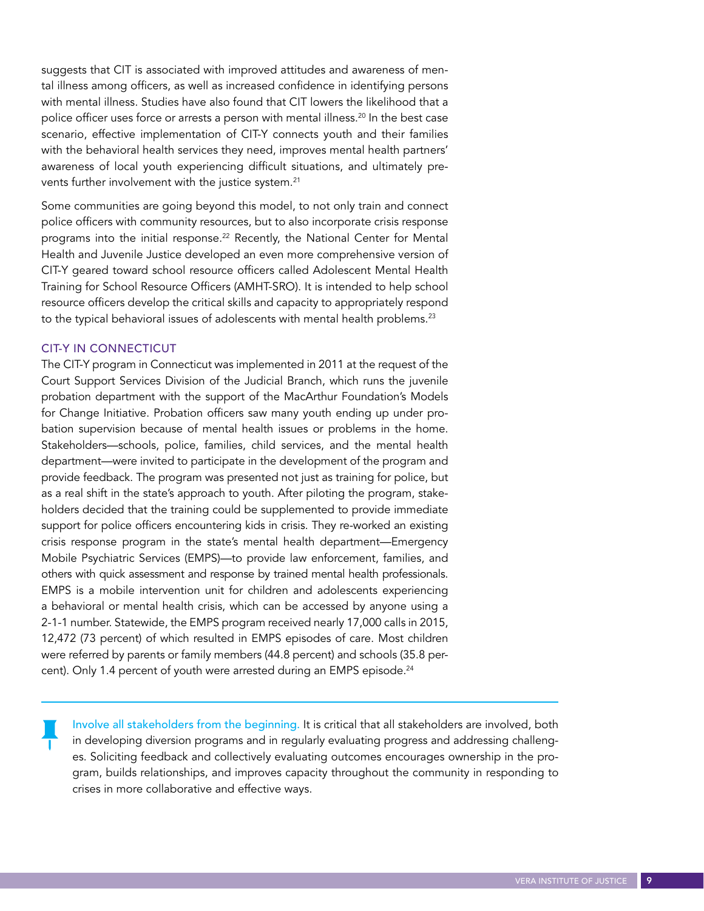suggests that CIT is associated with improved attitudes and awareness of mental illness among officers, as well as increased confidence in identifying persons with mental illness. Studies have also found that CIT lowers the likelihood that a police officer uses force or arrests a person with mental illness.[20] In the best case scenario, effective implementation of CIT-Y connects youth and their families with the behavioral health services they need, improves mental health partners' awareness of local youth experiencing difficult situations, and ultimately prevents further involvement with the justice system.[21]

Some communities are going beyond this model, to not only train and connect police officers with community resources, but to also incorporate crisis response programs into the initial response.[22] Recently, the National Center for Mental Health and Juvenile Justice developed an even more comprehensive version of CIT-Y geared toward school resource officers called Adolescent Mental Health Training for School Resource Officers (AMHT-SRO). It is intended to help school resource officers develop the critical skills and capacity to appropriately respond to the typical behavioral issues of adolescents with mental health problems.[23]

## CIT-Y IN CONNECTICUT

The CIT-Y program in Connecticut was implemented in 2011 at the request of the Court Support Services Division of the Judicial Branch, which runs the juvenile probation department with the support of the MacArthur Foundation's Models for Change Initiative. Probation officers saw many youth ending up under probation supervision because of mental health issues or problems in the home. Stakeholders—schools, police, families, child services, and the mental health department—were invited to participate in the development of the program and provide feedback. The program was presented not just as training for police, but as a real shift in the state's approach to youth. After piloting the program, stakeholders decided that the training could be supplemented to provide immediate support for police officers encountering kids in crisis. They re-worked an existing crisis response program in the state's mental health department—Emergency Mobile Psychiatric Services (EMPS)—to provide law enforcement, families, and others with quick assessment and response by trained mental health professionals. EMPS is a mobile intervention unit for children and adolescents experiencing a behavioral or mental health crisis, which can be accessed by anyone using a 2-1-1 number. Statewide, the EMPS program received nearly 17,000 calls in 2015, 12,472 (73 percent) of which resulted in EMPS episodes of care. Most children were referred by parents or family members (44.8 percent) and schools (35.8 percent). Only 1.4 percent of youth were arrested during an EMPS episode.[24]

---

**Involve all stakeholders from the beginning.** It is critical that all stakeholders are involved, both in developing diversion programs and in regularly evaluating progress and addressing challenges. Soliciting feedback and collectively evaluating outcomes encourages ownership in the program, builds relationships, and improves capacity throughout the community in responding to crises in more collaborative and effective ways.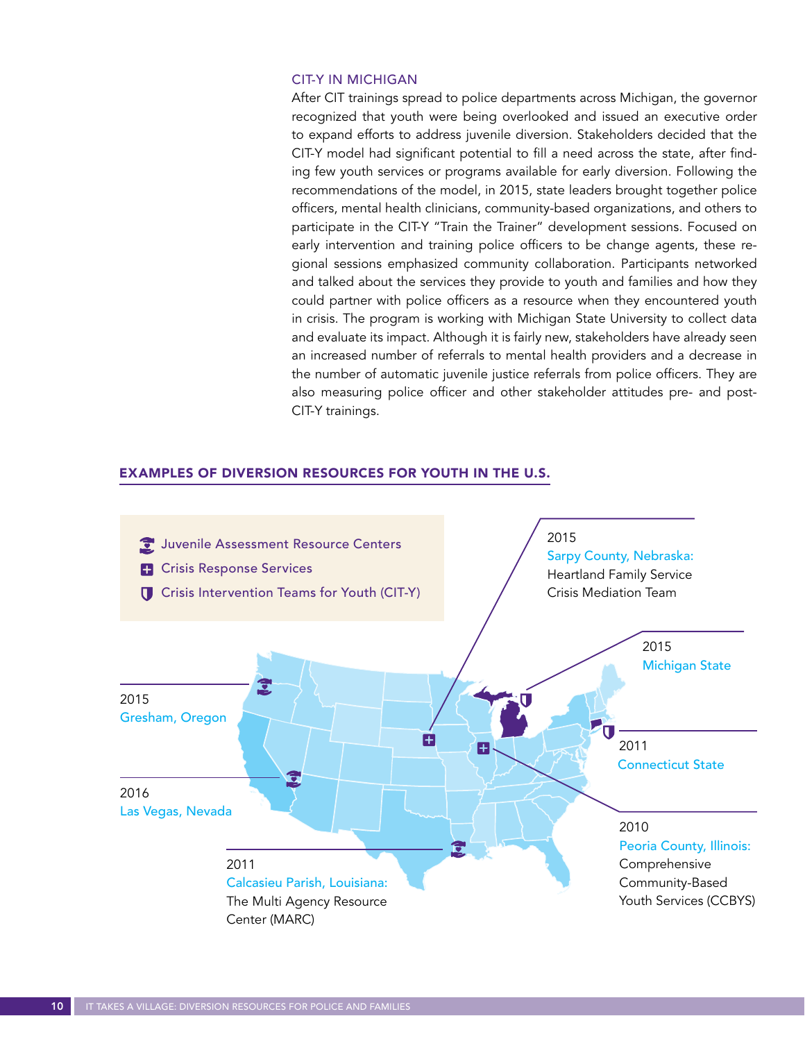### CIT-Y IN MICHIGAN

After CIT trainings spread to police departments across Michigan, the governor recognized that youth were being overlooked and issued an executive order to expand efforts to address juvenile diversion. Stakeholders decided that the CIT-Y model had significant potential to fill a need across the state, after finding few youth services or programs available for early diversion. Following the recommendations of the model, in 2015, state leaders brought together police officers, mental health clinicians, community-based organizations, and others to participate in the CIT-Y "Train the Trainer" development sessions. Focused on early intervention and training police officers to be change agents, these regional sessions emphasized community collaboration. Participants networked and talked about the services they provide to youth and families and how they could partner with police officers as a resource when they encountered youth in crisis. The program is working with Michigan State University to collect data and evaluate its impact. Although it is fairly new, stakeholders have already seen an increased number of referrals to mental health providers and a decrease in the number of automatic juvenile justice referrals from police officers. They are also measuring police officer and other stakeholder attitudes pre- and post-CIT-Y trainings.

## EXAMPLES OF DIVERSION RESOURCES FOR YOUTH IN THE U.S.

- Juvenile Assessment Resource Centers
- Crisis Response Services
- Crisis Intervention Teams for Youth (CIT-Y)

2015
Gresham, Oregon

2016
Las Vegas, Nevada

2011
Calcasieu Parish, Louisiana:
The Multi Agency Resource Center (MARC)

2015
Sarpy County, Nebraska:
Heartland Family Service Crisis Mediation Team

2015
Michigan State

2011
Connecticut State

2010
Peoria County, Illinois:
Comprehensive Community-Based Youth Services (CCBYS)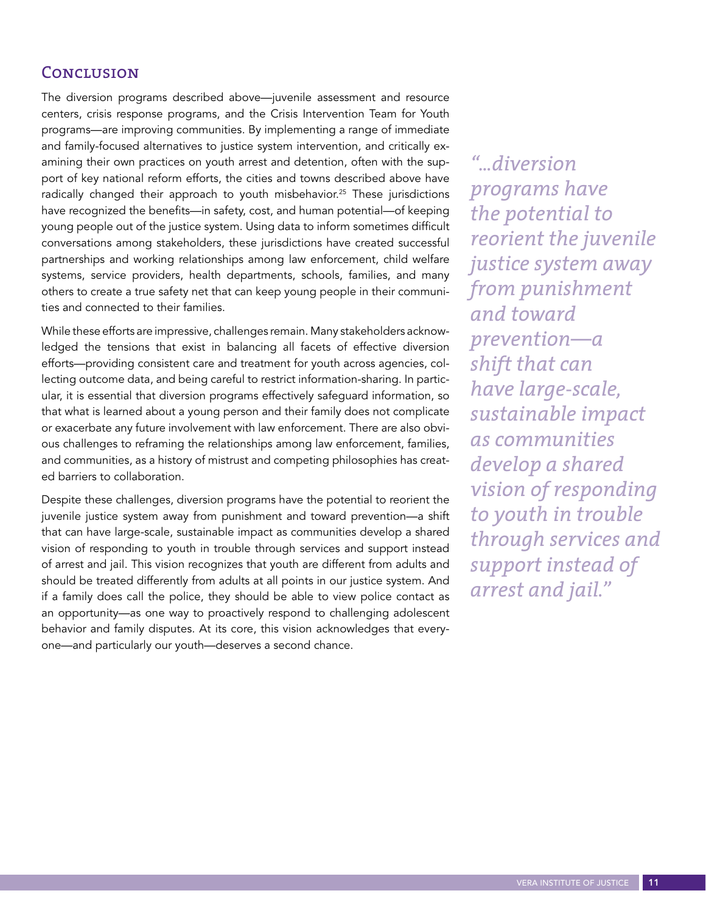## Conclusion

The diversion programs described above—juvenile assessment and resource centers, crisis response programs, and the Crisis Intervention Team for Youth programs—are improving communities. By implementing a range of immediate and family-focused alternatives to justice system intervention, and critically examining their own practices on youth arrest and detention, often with the support of key national reform efforts, the cities and towns described above have radically changed their approach to youth misbehavior.[25] These jurisdictions have recognized the benefits—in safety, cost, and human potential—of keeping young people out of the justice system. Using data to inform sometimes difficult conversations among stakeholders, these jurisdictions have created successful partnerships and working relationships among law enforcement, child welfare systems, service providers, health departments, schools, families, and many others to create a true safety net that can keep young people in their communities and connected to their families.

While these efforts are impressive, challenges remain. Many stakeholders acknowledged the tensions that exist in balancing all facets of effective diversion efforts—providing consistent care and treatment for youth across agencies, collecting outcome data, and being careful to restrict information-sharing. In particular, it is essential that diversion programs effectively safeguard information, so that what is learned about a young person and their family does not complicate or exacerbate any future involvement with law enforcement. There are also obvious challenges to reframing the relationships among law enforcement, families, and communities, as a history of mistrust and competing philosophies has created barriers to collaboration.

Despite these challenges, diversion programs have the potential to reorient the juvenile justice system away from punishment and toward prevention—a shift that can have large-scale, sustainable impact as communities develop a shared vision of responding to youth in trouble through services and support instead of arrest and jail. This vision recognizes that youth are different from adults and should be treated differently from adults at all points in our justice system. And if a family does call the police, they should be able to view police contact as an opportunity—as one way to proactively respond to challenging adolescent behavior and family disputes. At its core, this vision acknowledges that everyone—and particularly our youth—deserves a second chance.

*"...diversion programs have the potential to reorient the juvenile justice system away from punishment and toward prevention—a shift that can have large-scale, sustainable impact as communities develop a shared vision of responding to youth in trouble through services and support instead of arrest and jail."*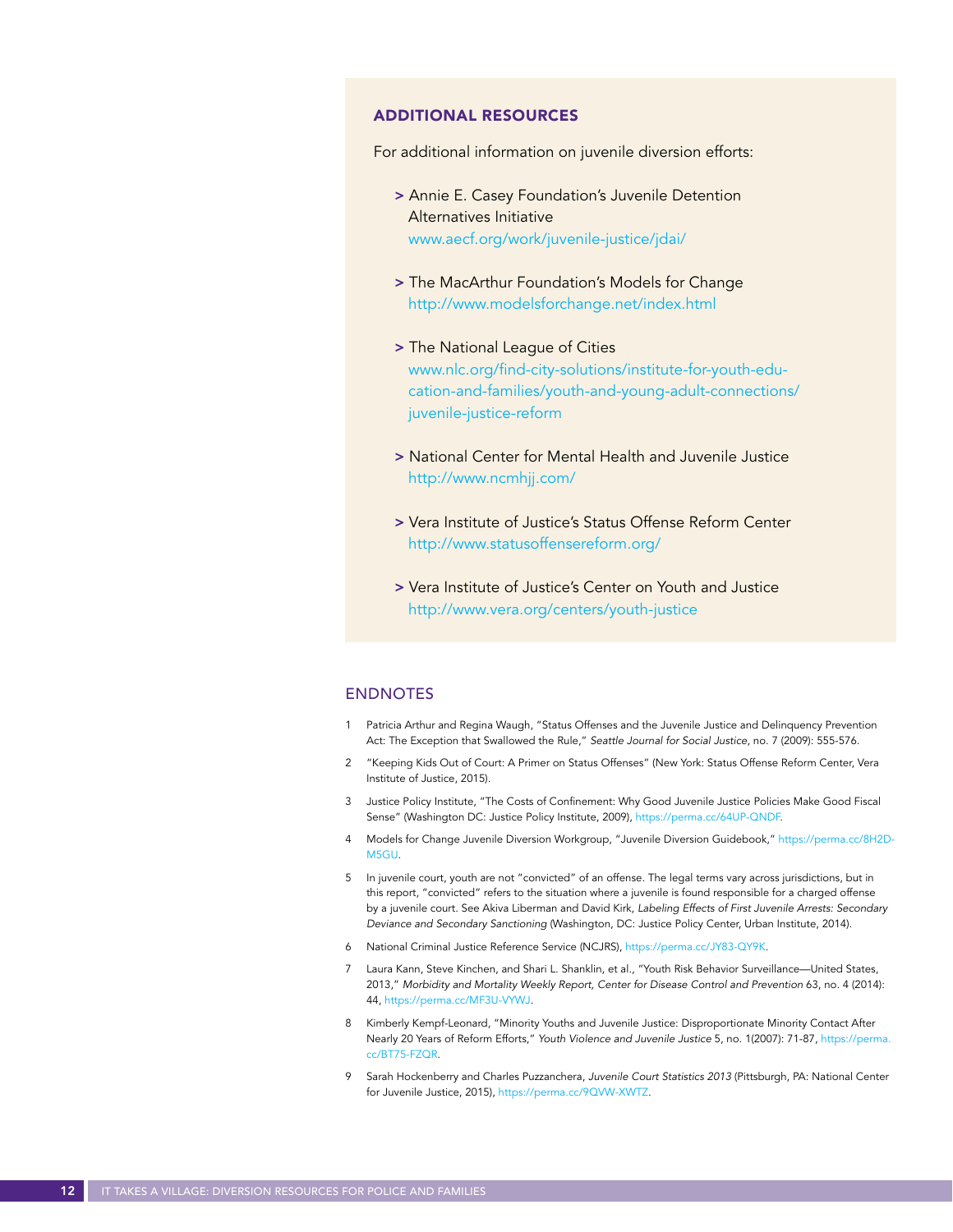## ADDITIONAL RESOURCES

For additional information on juvenile diversion efforts:

- Annie E. Casey Foundation's Juvenile Detention Alternatives Initiative
  www.aecf.org/work/juvenile-justice/jdai/
- The MacArthur Foundation's Models for Change
  http://www.modelsforchange.net/index.html
- The National League of Cities
  www.nlc.org/find-city-solutions/institute-for-youth-education-and-families/youth-and-young-adult-connections/juvenile-justice-reform
- National Center for Mental Health and Juvenile Justice
  http://www.ncmhjj.com/
- Vera Institute of Justice's Status Offense Reform Center
  http://www.statusoffensereform.org/
- Vera Institute of Justice's Center on Youth and Justice
  http://www.vera.org/centers/youth-justice

## ENDNOTES

1. Patricia Arthur and Regina Waugh, "Status Offenses and the Juvenile Justice and Delinquency Prevention Act: The Exception that Swallowed the Rule," *Seattle Journal for Social Justice*, no. 7 (2009): 555-576.
2. "Keeping Kids Out of Court: A Primer on Status Offenses" (New York: Status Offense Reform Center, Vera Institute of Justice, 2015).
3. Justice Policy Institute, "The Costs of Confinement: Why Good Juvenile Justice Policies Make Good Fiscal Sense" (Washington DC: Justice Policy Institute, 2009), https://perma.cc/64UP-QNDF.
4. Models for Change Juvenile Diversion Workgroup, "Juvenile Diversion Guidebook," https://perma.cc/8H2D-M5GU.
5. In juvenile court, youth are not "convicted" of an offense. The legal terms vary across jurisdictions, but in this report, "convicted" refers to the situation where a juvenile is found responsible for a charged offense by a juvenile court. See Akiva Liberman and David Kirk, *Labeling Effects of First Juvenile Arrests: Secondary Deviance and Secondary Sanctioning* (Washington, DC: Justice Policy Center, Urban Institute, 2014).
6. National Criminal Justice Reference Service (NCJRS), https://perma.cc/JY83-QY9K.
7. Laura Kann, Steve Kinchen, and Shari L. Shanklin, et al., "Youth Risk Behavior Surveillance—United States, 2013," *Morbidity and Mortality Weekly Report, Center for Disease Control and Prevention* 63, no. 4 (2014): 44, https://perma.cc/MF3U-VYWJ.
8. Kimberly Kempf-Leonard, "Minority Youths and Juvenile Justice: Disproportionate Minority Contact After Nearly 20 Years of Reform Efforts," *Youth Violence and Juvenile Justice* 5, no. 1(2007): 71-87, https://perma.cc/BT75-FZQR.
9. Sarah Hockenberry and Charles Puzzanchera, *Juvenile Court Statistics 2013* (Pittsburgh, PA: National Center for Juvenile Justice, 2015), https://perma.cc/9QVW-XWTZ.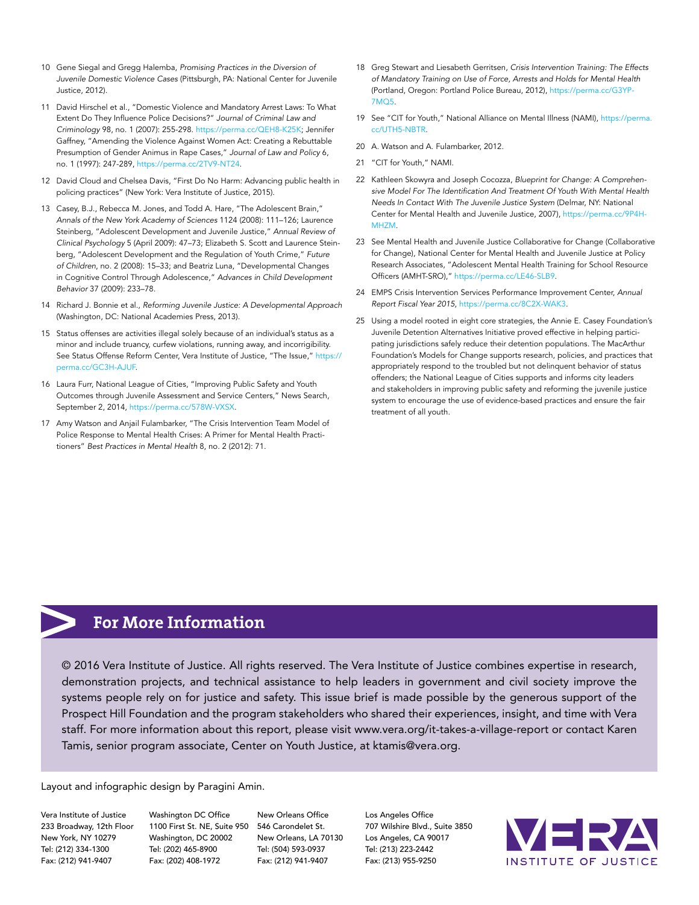10 Gene Siegal and Gregg Halemba, *Promising Practices in the Diversion of Juvenile Domestic Violence Cases* (Pittsburgh, PA: National Center for Juvenile Justice, 2012).

11 David Hirschel et al., "Domestic Violence and Mandatory Arrest Laws: To What Extent Do They Influence Police Decisions?" *Journal of Criminal Law and Criminology* 98, no. 1 (2007): 255-298. https://perma.cc/QEH8-K25K; Jennifer Gaffney, "Amending the Violence Against Women Act: Creating a Rebuttable Presumption of Gender Animus in Rape Cases," *Journal of Law and Policy* 6, no. 1 (1997): 247-289, https://perma.cc/2TV9-NT24.

12 David Cloud and Chelsea Davis, "First Do No Harm: Advancing public health in policing practices" (New York: Vera Institute of Justice, 2015).

13 Casey, B.J., Rebecca M. Jones, and Todd A. Hare, "The Adolescent Brain," *Annals of the New York Academy of Sciences* 1124 (2008): 111–126; Laurence Steinberg, "Adolescent Development and Juvenile Justice," *Annual Review of Clinical Psychology* 5 (April 2009): 47–73; Elizabeth S. Scott and Laurence Steinberg, "Adolescent Development and the Regulation of Youth Crime," *Future of Children*, no. 2 (2008): 15–33; and Beatriz Luna, "Developmental Changes in Cognitive Control Through Adolescence," *Advances in Child Development Behavior* 37 (2009): 233–78.

14 Richard J. Bonnie et al., *Reforming Juvenile Justice: A Developmental Approach* (Washington, DC: National Academies Press, 2013).

15 Status offenses are activities illegal solely because of an individual's status as a minor and include truancy, curfew violations, running away, and incorrigibility. See Status Offense Reform Center, Vera Institute of Justice, "The Issue," https://perma.cc/GC3H-AJUF.

16 Laura Furr, National League of Cities, "Improving Public Safety and Youth Outcomes through Juvenile Assessment and Service Centers," News Search, September 2, 2014, https://perma.cc/578W-VXSX.

17 Amy Watson and Anjail Fulambarker, "The Crisis Intervention Team Model of Police Response to Mental Health Crises: A Primer for Mental Health Practitioners" *Best Practices in Mental Health* 8, no. 2 (2012): 71.

18 Greg Stewart and Liesabeth Gerritsen, *Crisis Intervention Training: The Effects of Mandatory Training on Use of Force, Arrests and Holds for Mental Health* (Portland, Oregon: Portland Police Bureau, 2012), https://perma.cc/G3YP-7MQ5.

19 See "CIT for Youth," National Alliance on Mental Illness (NAMI), https://perma.cc/UTH5-NBTR.

20 A. Watson and A. Fulambarker, 2012.

21 "CIT for Youth," NAMI.

22 Kathleen Skowyra and Joseph Cocozza, *Blueprint for Change: A Comprehensive Model For The Identification And Treatment Of Youth With Mental Health Needs In Contact With The Juvenile Justice System* (Delmar, NY: National Center for Mental Health and Juvenile Justice, 2007), https://perma.cc/9P4H-MHZM.

23 See Mental Health and Juvenile Justice Collaborative for Change (Collaborative for Change), National Center for Mental Health and Juvenile Justice at Policy Research Associates, "Adolescent Mental Health Training for School Resource Officers (AMHT-SRO)," https://perma.cc/LE46-SLB9.

24 EMPS Crisis Intervention Services Performance Improvement Center, *Annual Report Fiscal Year 2015*, https://perma.cc/8C2X-WAK3.

25 Using a model rooted in eight core strategies, the Annie E. Casey Foundation's Juvenile Detention Alternatives Initiative proved effective in helping participating jurisdictions safely reduce their detention populations. The MacArthur Foundation's Models for Change supports research, policies, and practices that appropriately respond to the troubled but not delinquent behavior of status offenders; the National League of Cities supports and informs city leaders and stakeholders in improving public safety and reforming the juvenile justice system to encourage the use of evidence-based practices and ensure the fair treatment of all youth.

## For More Information

© 2016 Vera Institute of Justice. All rights reserved. The Vera Institute of Justice combines expertise in research, demonstration projects, and technical assistance to help leaders in government and civil society improve the systems people rely on for justice and safety. This issue brief is made possible by the generous support of the Prospect Hill Foundation and the program stakeholders who shared their experiences, insight, and time with Vera staff. For more information about this report, please visit www.vera.org/it-takes-a-village-report or contact Karen Tamis, senior program associate, Center on Youth Justice, at ktamis@vera.org.

Layout and infographic design by Paragini Amin.

Vera Institute of Justice
233 Broadway, 12th Floor
New York, NY 10279
Tel: (212) 334-1300
Fax: (212) 941-9407

Washington DC Office
1100 First St. NE, Suite 950
Washington, DC 20002
Tel: (202) 465-8900
Fax: (202) 408-1972

New Orleans Office
546 Carondelet St.
New Orleans, LA 70130
Tel: (504) 593-0937
Fax: (212) 941-9407

Los Angeles Office
707 Wilshire Blvd., Suite 3850
Los Angeles, CA 90017
Tel: (213) 223-2442
Fax: (213) 955-9250

VERA INSTITUTE OF JUSTICE